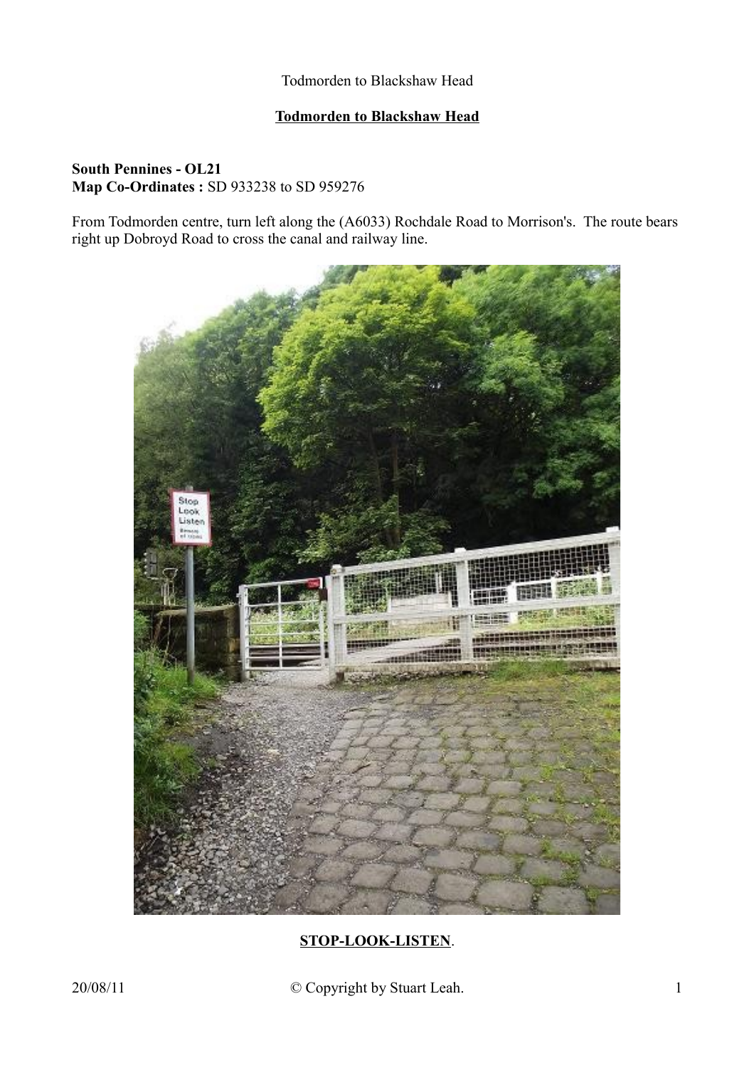# Todmorden to Blackshaw Head

**South Pennines - OL21**
**Map Co-Ordinates :** SD 933238 to SD 959276

From Todmorden centre, turn left along the (A6033) Rochdale Road to Morrison's. The route bears right up Dobroyd Road to cross the canal and railway line.

**STOP-LOOK-LISTEN**.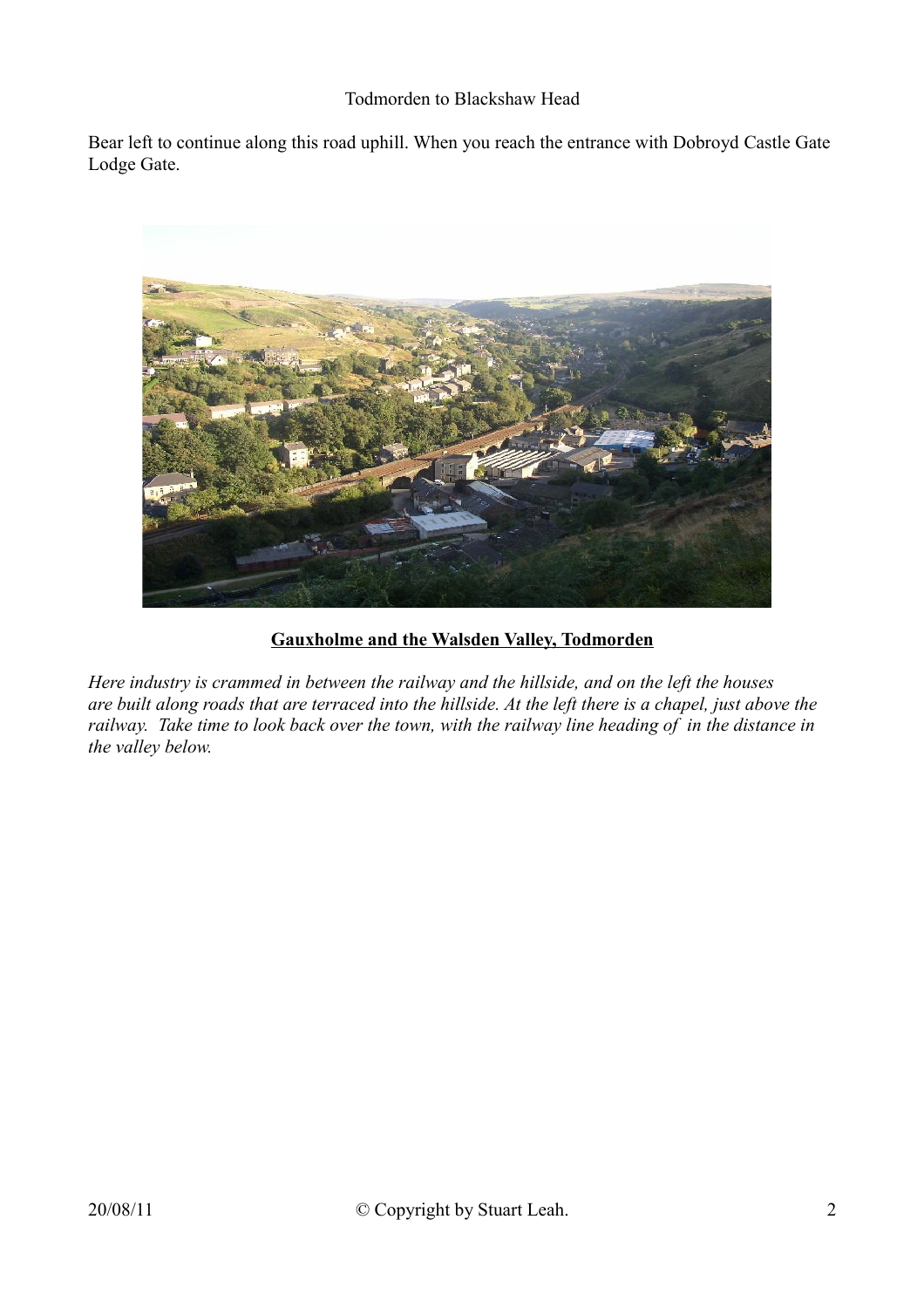Bear left to continue along this road uphill. When you reach the entrance with Dobroyd Castle Gate Lodge Gate.

**Gauxholme and the Walsden Valley, Todmorden**

*Here industry is crammed in between the railway and the hillside, and on the left the houses are built along roads that are terraced into the hillside. At the left there is a chapel, just above the railway. Take time to look back over the town, with the railway line heading of in the distance in the valley below.*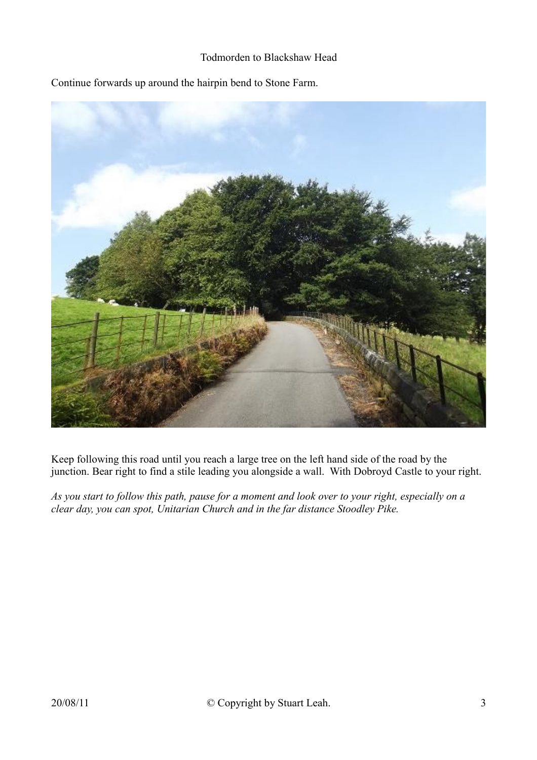Continue forwards up around the hairpin bend to Stone Farm.

Keep following this road until you reach a large tree on the left hand side of the road by the junction. Bear right to find a stile leading you alongside a wall. With Dobroyd Castle to your right.

*As you start to follow this path, pause for a moment and look over to your right, especially on a clear day, you can spot, Unitarian Church and in the far distance Stoodley Pike.*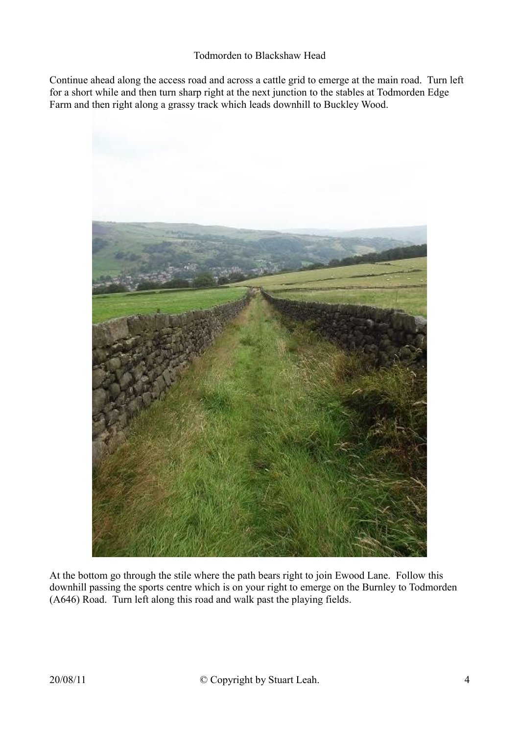Todmorden to Blackshaw Head

Continue ahead along the access road and across a cattle grid to emerge at the main road. Turn left for a short while and then turn sharp right at the next junction to the stables at Todmorden Edge Farm and then right along a grassy track which leads downhill to Buckley Wood.

At the bottom go through the stile where the path bears right to join Ewood Lane. Follow this downhill passing the sports centre which is on your right to emerge on the Burnley to Todmorden (A646) Road. Turn left along this road and walk past the playing fields.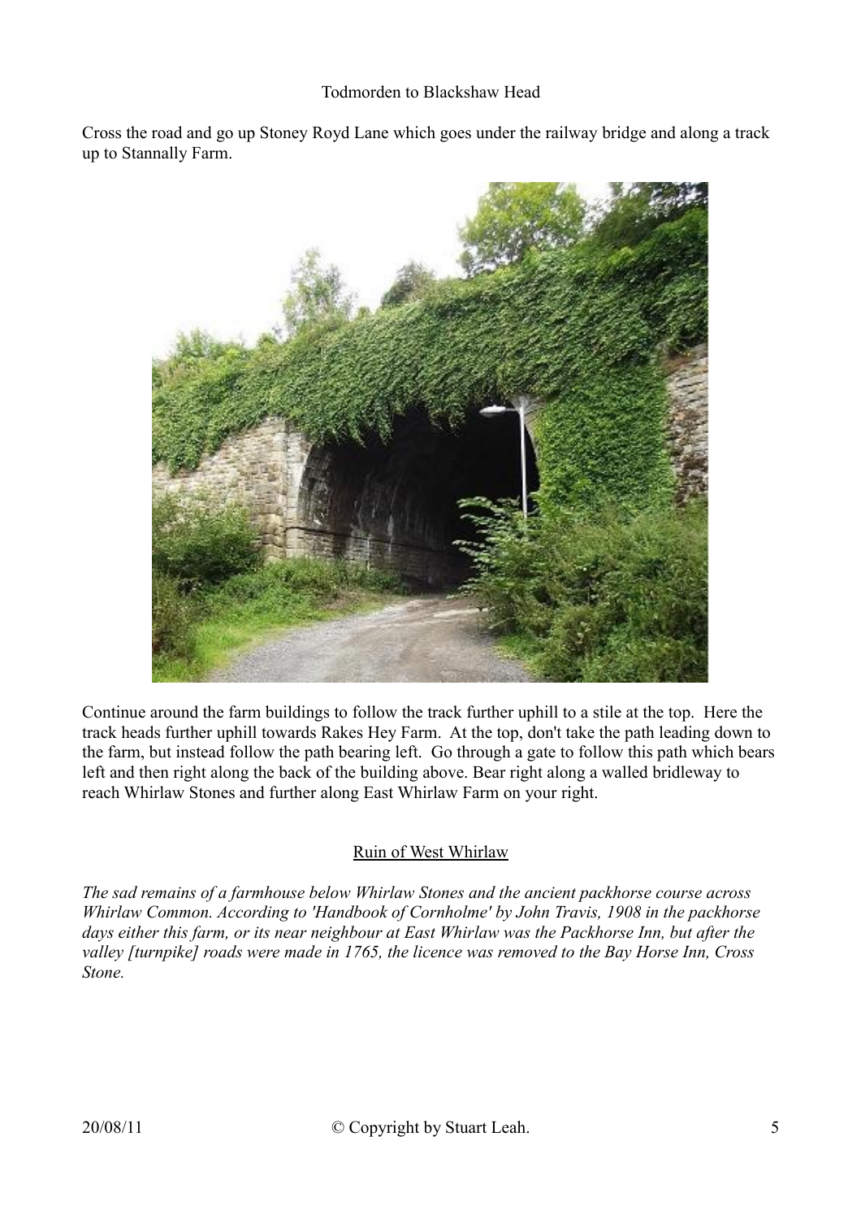Todmorden to Blackshaw Head

Cross the road and go up Stoney Royd Lane which goes under the railway bridge and along a track up to Stannally Farm.

Continue around the farm buildings to follow the track further uphill to a stile at the top. Here the track heads further uphill towards Rakes Hey Farm. At the top, don't take the path leading down to the farm, but instead follow the path bearing left. Go through a gate to follow this path which bears left and then right along the back of the building above. Bear right along a walled bridleway to reach Whirlaw Stones and further along East Whirlaw Farm on your right.

## Ruin of West Whirlaw

*The sad remains of a farmhouse below Whirlaw Stones and the ancient packhorse course across Whirlaw Common. According to 'Handbook of Cornholme' by John Travis, 1908 in the packhorse days either this farm, or its near neighbour at East Whirlaw was the Packhorse Inn, but after the valley [turnpike] roads were made in 1765, the licence was removed to the Bay Horse Inn, Cross Stone.*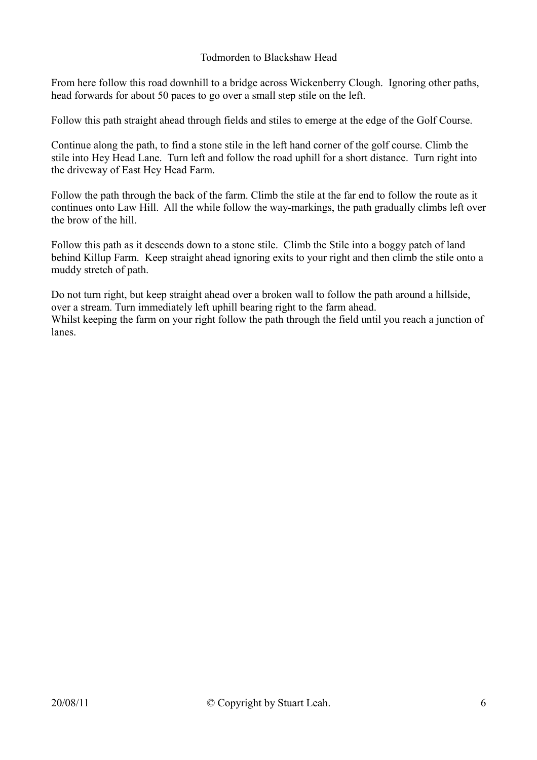# Todmorden to Blackshaw Head

From here follow this road downhill to a bridge across Wickenberry Clough. Ignoring other paths, head forwards for about 50 paces to go over a small step stile on the left.

Follow this path straight ahead through fields and stiles to emerge at the edge of the Golf Course.

Continue along the path, to find a stone stile in the left hand corner of the golf course. Climb the stile into Hey Head Lane. Turn left and follow the road uphill for a short distance. Turn right into the driveway of East Hey Head Farm.

Follow the path through the back of the farm. Climb the stile at the far end to follow the route as it continues onto Law Hill. All the while follow the way-markings, the path gradually climbs left over the brow of the hill.

Follow this path as it descends down to a stone stile. Climb the Stile into a boggy patch of land behind Killup Farm. Keep straight ahead ignoring exits to your right and then climb the stile onto a muddy stretch of path.

Do not turn right, but keep straight ahead over a broken wall to follow the path around a hillside, over a stream. Turn immediately left uphill bearing right to the farm ahead.
Whilst keeping the farm on your right follow the path through the field until you reach a junction of lanes.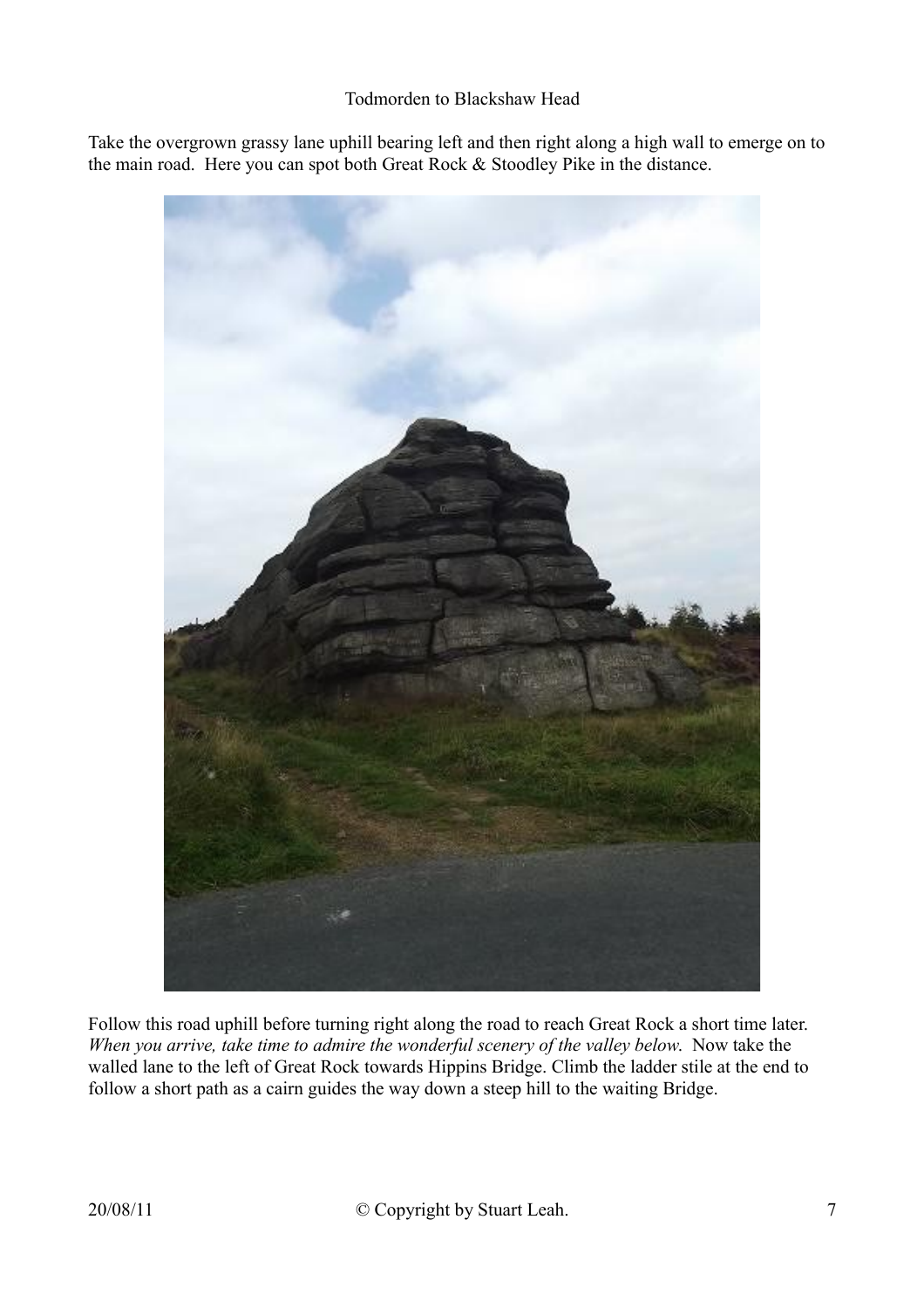Take the overgrown grassy lane uphill bearing left and then right along a high wall to emerge on to the main road. Here you can spot both Great Rock & Stoodley Pike in the distance.

Follow this road uphill before turning right along the road to reach Great Rock a short time later. *When you arrive, take time to admire the wonderful scenery of the valley below.* Now take the walled lane to the left of Great Rock towards Hippins Bridge. Climb the ladder stile at the end to follow a short path as a cairn guides the way down a steep hill to the waiting Bridge.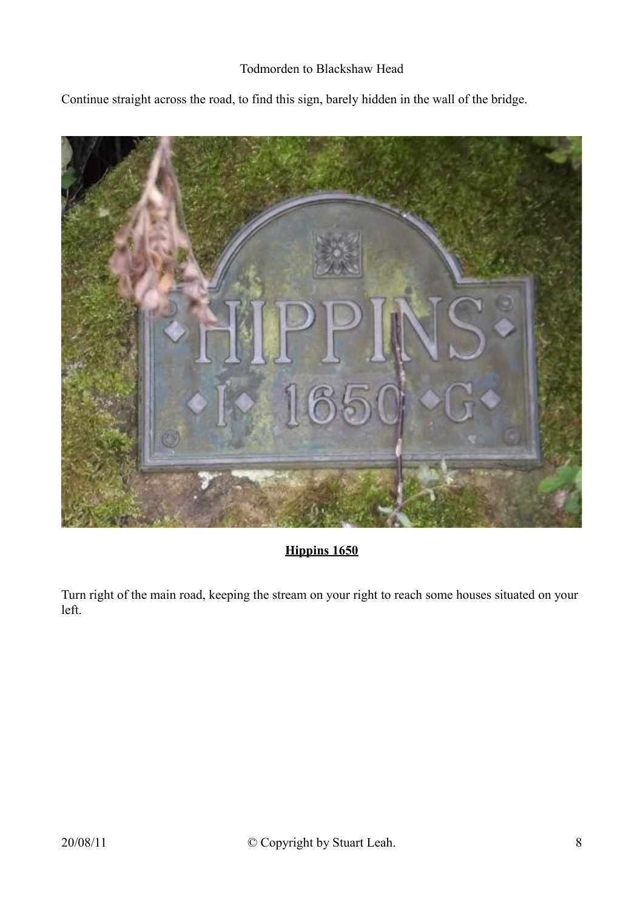Continue straight across the road, to find this sign, barely hidden in the wall of the bridge.

**Hippins 1650**

Turn right of the main road, keeping the stream on your right to reach some houses situated on your left.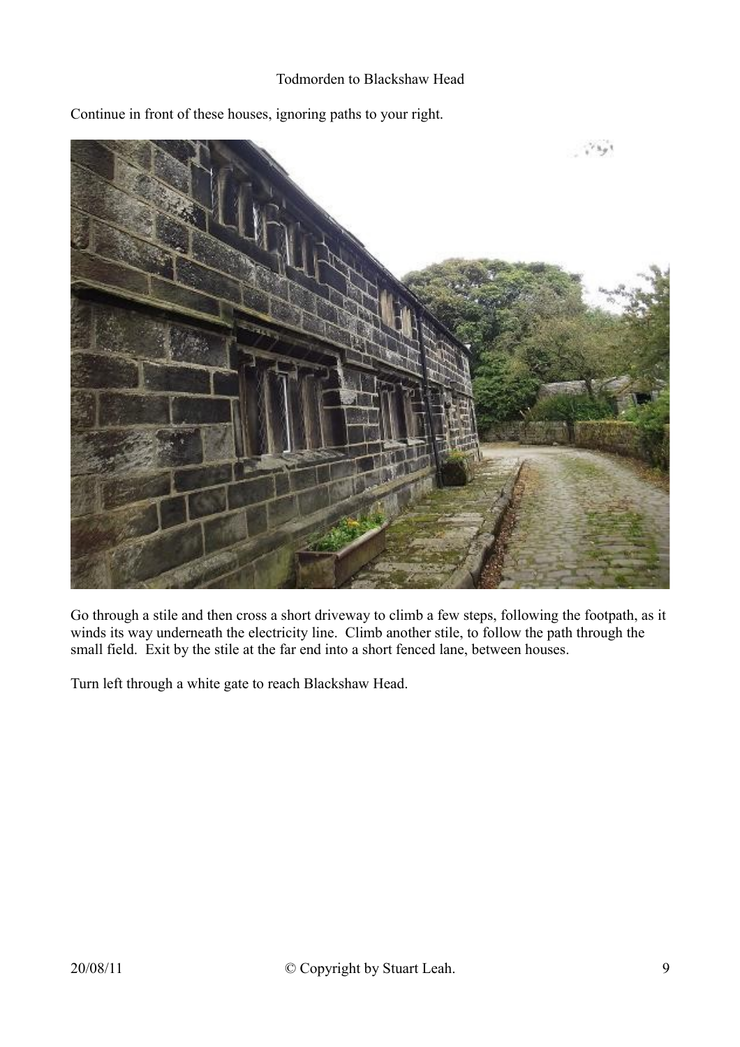Continue in front of these houses, ignoring paths to your right.

Go through a stile and then cross a short driveway to climb a few steps, following the footpath, as it winds its way underneath the electricity line. Climb another stile, to follow the path through the small field. Exit by the stile at the far end into a short fenced lane, between houses.

Turn left through a white gate to reach Blackshaw Head.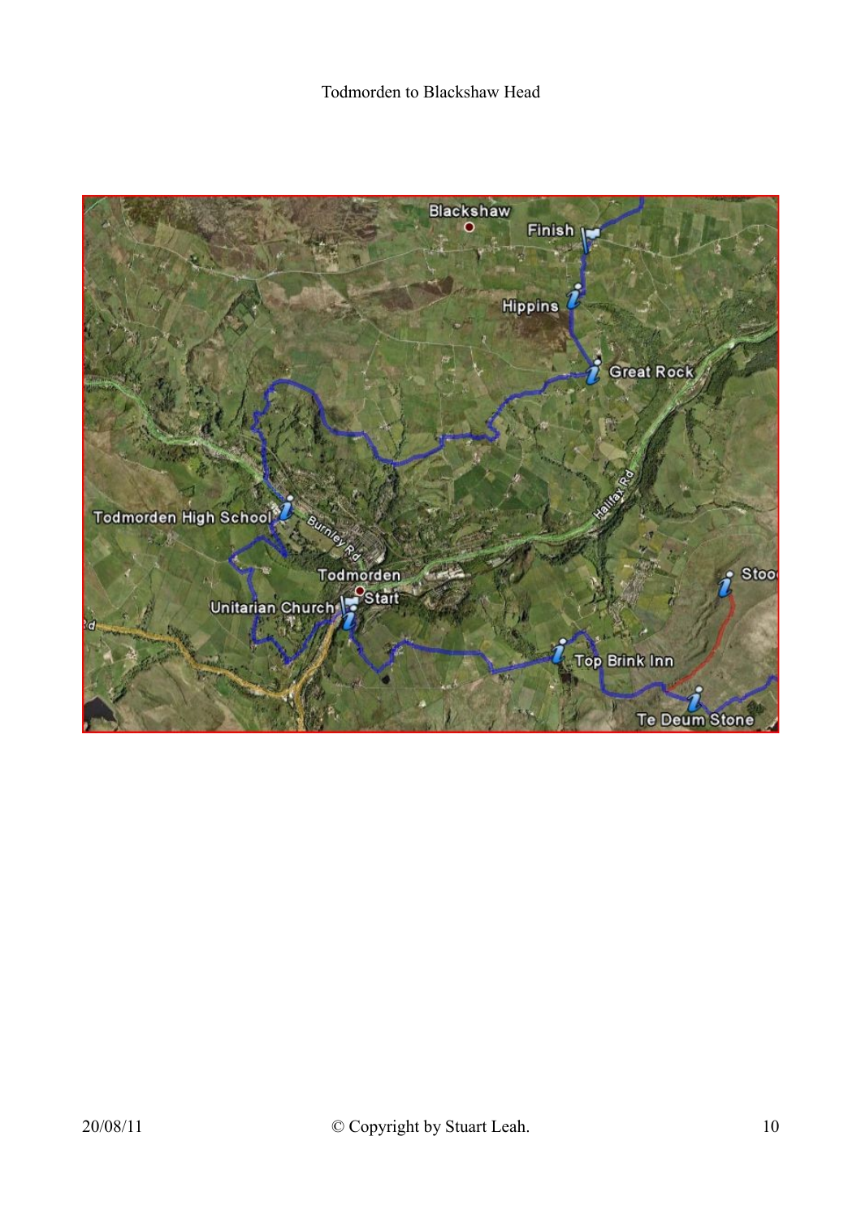Todmorden to Blackshaw Head

Blackshaw
Finish
Hippins
Great Rock
Todmorden High School
Burnley Rd
Halifax Rd
Todmorden
Start
Unitarian Church
Stoo
Top Brink Inn
Te Deum Stone
Rd